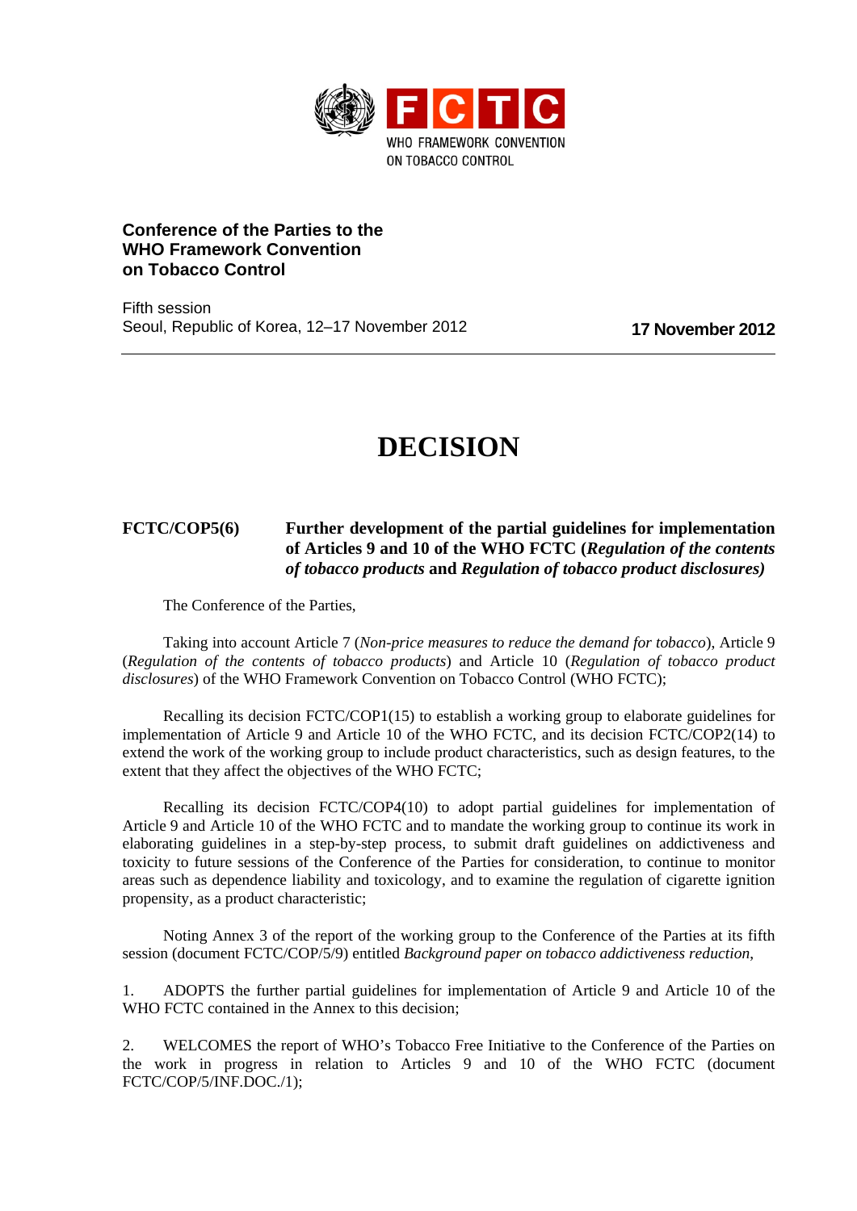WHO FRAMEWORK CONVENTION ON TOBACCO CONTROL

**Conference of the Parties to the WHO Framework Convention on Tobacco Control**

Fifth session
Seoul, Republic of Korea, 12–17 November 2012

**17 November 2012**

# DECISION

**FCTC/COP5(6)** **Further development of the partial guidelines for implementation of Articles 9 and 10 of the WHO FCTC (*Regulation of the contents of tobacco products* and *Regulation of tobacco product disclosures)***

The Conference of the Parties,

Taking into account Article 7 (*Non-price measures to reduce the demand for tobacco*), Article 9 (*Regulation of the contents of tobacco products*) and Article 10 (*Regulation of tobacco product disclosures*) of the WHO Framework Convention on Tobacco Control (WHO FCTC);

Recalling its decision FCTC/COP1(15) to establish a working group to elaborate guidelines for implementation of Article 9 and Article 10 of the WHO FCTC, and its decision FCTC/COP2(14) to extend the work of the working group to include product characteristics, such as design features, to the extent that they affect the objectives of the WHO FCTC;

Recalling its decision FCTC/COP4(10) to adopt partial guidelines for implementation of Article 9 and Article 10 of the WHO FCTC and to mandate the working group to continue its work in elaborating guidelines in a step-by-step process, to submit draft guidelines on addictiveness and toxicity to future sessions of the Conference of the Parties for consideration, to continue to monitor areas such as dependence liability and toxicology, and to examine the regulation of cigarette ignition propensity, as a product characteristic;

Noting Annex 3 of the report of the working group to the Conference of the Parties at its fifth session (document FCTC/COP/5/9) entitled *Background paper on tobacco addictiveness reduction*,

1. ADOPTS the further partial guidelines for implementation of Article 9 and Article 10 of the WHO FCTC contained in the Annex to this decision;

2. WELCOMES the report of WHO's Tobacco Free Initiative to the Conference of the Parties on the work in progress in relation to Articles 9 and 10 of the WHO FCTC (document FCTC/COP/5/INF.DOC./1);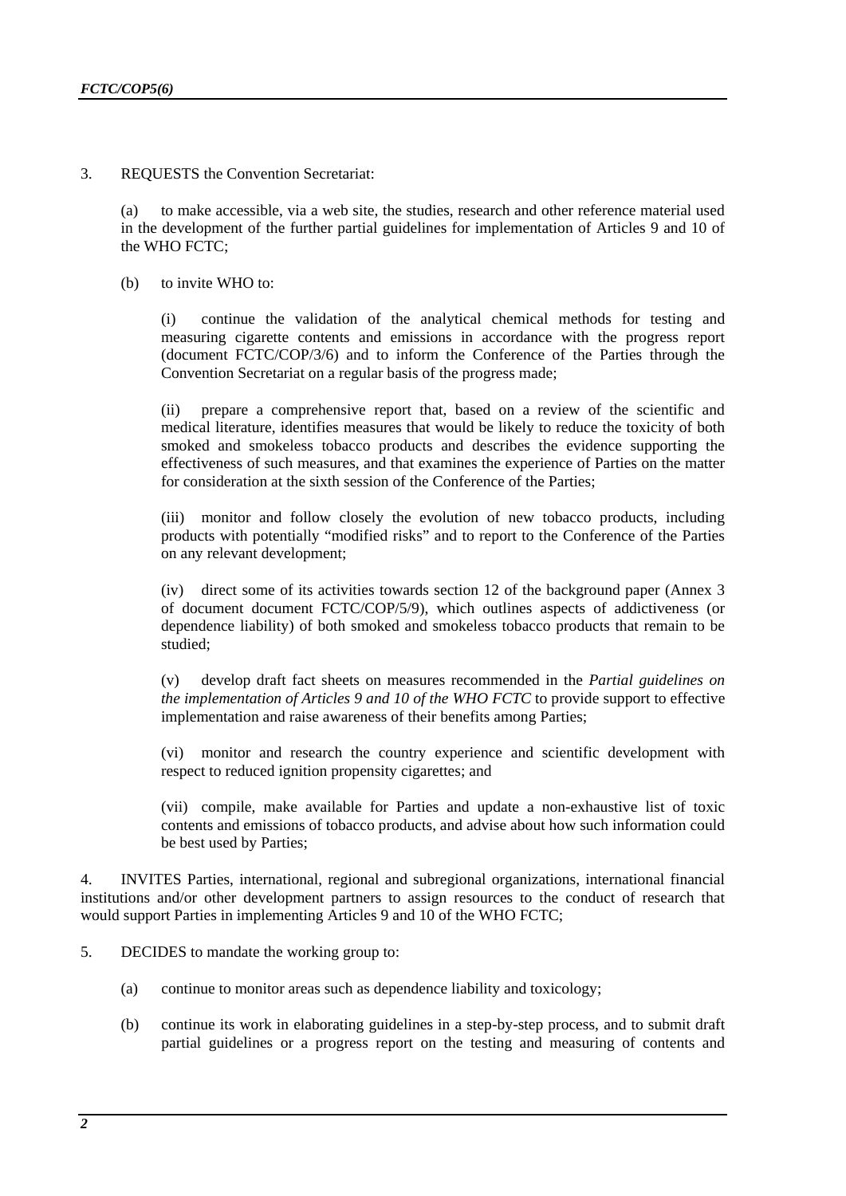3. REQUESTS the Convention Secretariat:

(a) to make accessible, via a web site, the studies, research and other reference material used in the development of the further partial guidelines for implementation of Articles 9 and 10 of the WHO FCTC;

(b) to invite WHO to:

(i) continue the validation of the analytical chemical methods for testing and measuring cigarette contents and emissions in accordance with the progress report (document FCTC/COP/3/6) and to inform the Conference of the Parties through the Convention Secretariat on a regular basis of the progress made;

(ii) prepare a comprehensive report that, based on a review of the scientific and medical literature, identifies measures that would be likely to reduce the toxicity of both smoked and smokeless tobacco products and describes the evidence supporting the effectiveness of such measures, and that examines the experience of Parties on the matter for consideration at the sixth session of the Conference of the Parties;

(iii) monitor and follow closely the evolution of new tobacco products, including products with potentially "modified risks" and to report to the Conference of the Parties on any relevant development;

(iv) direct some of its activities towards section 12 of the background paper (Annex 3 of document document FCTC/COP/5/9), which outlines aspects of addictiveness (or dependence liability) of both smoked and smokeless tobacco products that remain to be studied;

(v) develop draft fact sheets on measures recommended in the *Partial guidelines on the implementation of Articles 9 and 10 of the WHO FCTC* to provide support to effective implementation and raise awareness of their benefits among Parties;

(vi) monitor and research the country experience and scientific development with respect to reduced ignition propensity cigarettes; and

(vii) compile, make available for Parties and update a non-exhaustive list of toxic contents and emissions of tobacco products, and advise about how such information could be best used by Parties;

4. INVITES Parties, international, regional and subregional organizations, international financial institutions and/or other development partners to assign resources to the conduct of research that would support Parties in implementing Articles 9 and 10 of the WHO FCTC;

5. DECIDES to mandate the working group to:

(a) continue to monitor areas such as dependence liability and toxicology;

(b) continue its work in elaborating guidelines in a step-by-step process, and to submit draft partial guidelines or a progress report on the testing and measuring of contents and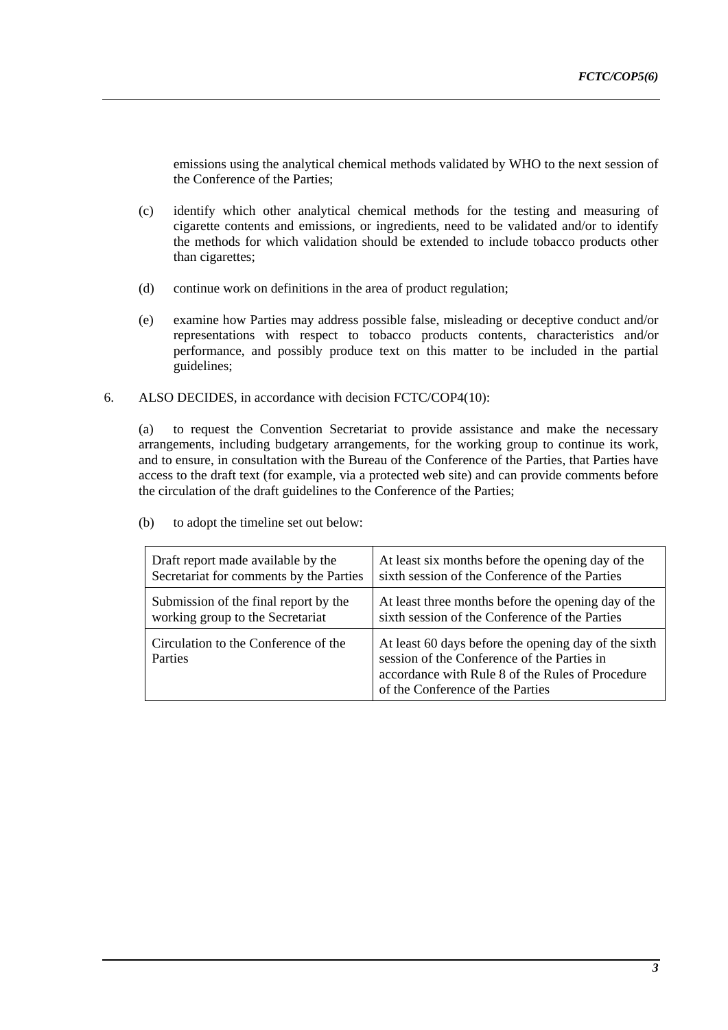emissions using the analytical chemical methods validated by WHO to the next session of the Conference of the Parties;

(c) identify which other analytical chemical methods for the testing and measuring of cigarette contents and emissions, or ingredients, need to be validated and/or to identify the methods for which validation should be extended to include tobacco products other than cigarettes;

(d) continue work on definitions in the area of product regulation;

(e) examine how Parties may address possible false, misleading or deceptive conduct and/or representations with respect to tobacco products contents, characteristics and/or performance, and possibly produce text on this matter to be included in the partial guidelines;

6. ALSO DECIDES, in accordance with decision FCTC/COP4(10):

(a) to request the Convention Secretariat to provide assistance and make the necessary arrangements, including budgetary arrangements, for the working group to continue its work, and to ensure, in consultation with the Bureau of the Conference of the Parties, that Parties have access to the draft text (for example, via a protected web site) and can provide comments before the circulation of the draft guidelines to the Conference of the Parties;

(b) to adopt the timeline set out below:

| | |
|---|---|
| Draft report made available by the Secretariat for comments by the Parties | At least six months before the opening day of the sixth session of the Conference of the Parties |
| Submission of the final report by the working group to the Secretariat | At least three months before the opening day of the sixth session of the Conference of the Parties |
| Circulation to the Conference of the Parties | At least 60 days before the opening day of the sixth session of the Conference of the Parties in accordance with Rule 8 of the Rules of Procedure of the Conference of the Parties |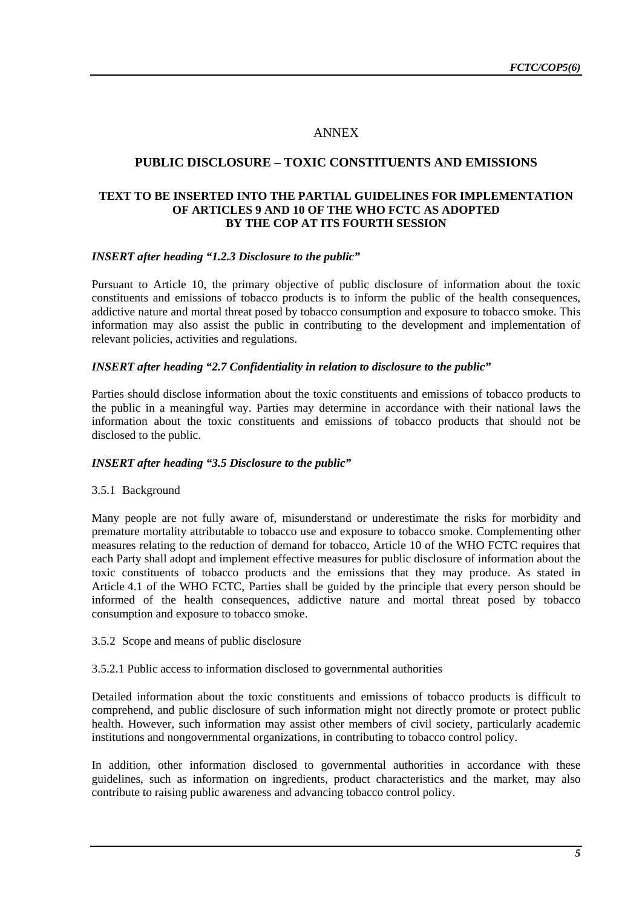# ANNEX

## PUBLIC DISCLOSURE – TOXIC CONSTITUENTS AND EMISSIONS

### TEXT TO BE INSERTED INTO THE PARTIAL GUIDELINES FOR IMPLEMENTATION OF ARTICLES 9 AND 10 OF THE WHO FCTC AS ADOPTED BY THE COP AT ITS FOURTH SESSION

***INSERT after heading "1.2.3 Disclosure to the public"***

Pursuant to Article 10, the primary objective of public disclosure of information about the toxic constituents and emissions of tobacco products is to inform the public of the health consequences, addictive nature and mortal threat posed by tobacco consumption and exposure to tobacco smoke. This information may also assist the public in contributing to the development and implementation of relevant policies, activities and regulations.

***INSERT after heading "2.7 Confidentiality in relation to disclosure to the public"***

Parties should disclose information about the toxic constituents and emissions of tobacco products to the public in a meaningful way. Parties may determine in accordance with their national laws the information about the toxic constituents and emissions of tobacco products that should not be disclosed to the public.

***INSERT after heading "3.5 Disclosure to the public"***

3.5.1 Background

Many people are not fully aware of, misunderstand or underestimate the risks for morbidity and premature mortality attributable to tobacco use and exposure to tobacco smoke. Complementing other measures relating to the reduction of demand for tobacco, Article 10 of the WHO FCTC requires that each Party shall adopt and implement effective measures for public disclosure of information about the toxic constituents of tobacco products and the emissions that they may produce. As stated in Article 4.1 of the WHO FCTC, Parties shall be guided by the principle that every person should be informed of the health consequences, addictive nature and mortal threat posed by tobacco consumption and exposure to tobacco smoke.

3.5.2 Scope and means of public disclosure

3.5.2.1 Public access to information disclosed to governmental authorities

Detailed information about the toxic constituents and emissions of tobacco products is difficult to comprehend, and public disclosure of such information might not directly promote or protect public health. However, such information may assist other members of civil society, particularly academic institutions and nongovernmental organizations, in contributing to tobacco control policy.

In addition, other information disclosed to governmental authorities in accordance with these guidelines, such as information on ingredients, product characteristics and the market, may also contribute to raising public awareness and advancing tobacco control policy.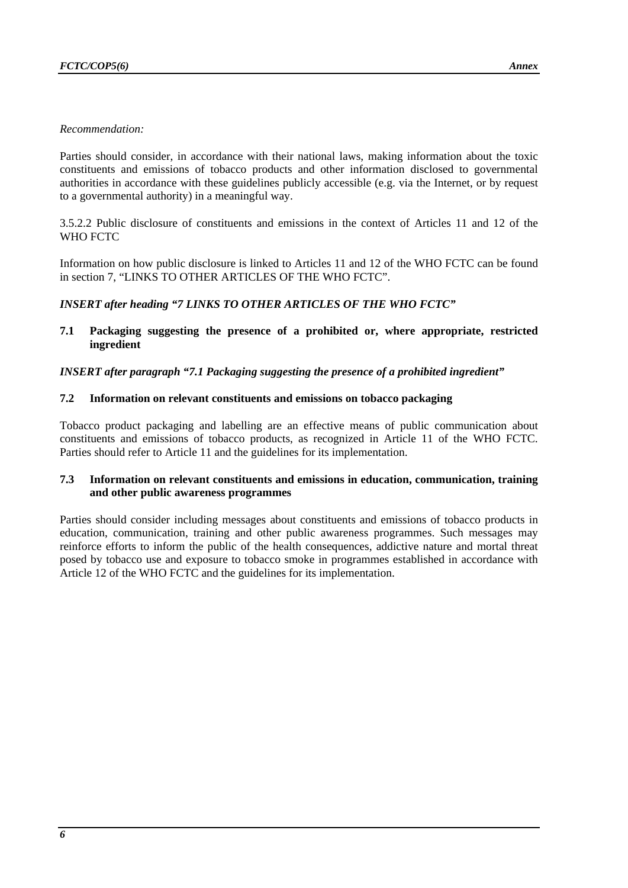*Recommendation:*

Parties should consider, in accordance with their national laws, making information about the toxic constituents and emissions of tobacco products and other information disclosed to governmental authorities in accordance with these guidelines publicly accessible (e.g. via the Internet, or by request to a governmental authority) in a meaningful way.

3.5.2.2 Public disclosure of constituents and emissions in the context of Articles 11 and 12 of the WHO FCTC

Information on how public disclosure is linked to Articles 11 and 12 of the WHO FCTC can be found in section 7, "LINKS TO OTHER ARTICLES OF THE WHO FCTC".

***INSERT after heading "7 LINKS TO OTHER ARTICLES OF THE WHO FCTC"***

**7.1 Packaging suggesting the presence of a prohibited or, where appropriate, restricted ingredient**

***INSERT after paragraph "7.1 Packaging suggesting the presence of a prohibited ingredient"***

**7.2 Information on relevant constituents and emissions on tobacco packaging**

Tobacco product packaging and labelling are an effective means of public communication about constituents and emissions of tobacco products, as recognized in Article 11 of the WHO FCTC. Parties should refer to Article 11 and the guidelines for its implementation.

**7.3 Information on relevant constituents and emissions in education, communication, training and other public awareness programmes**

Parties should consider including messages about constituents and emissions of tobacco products in education, communication, training and other public awareness programmes. Such messages may reinforce efforts to inform the public of the health consequences, addictive nature and mortal threat posed by tobacco use and exposure to tobacco smoke in programmes established in accordance with Article 12 of the WHO FCTC and the guidelines for its implementation.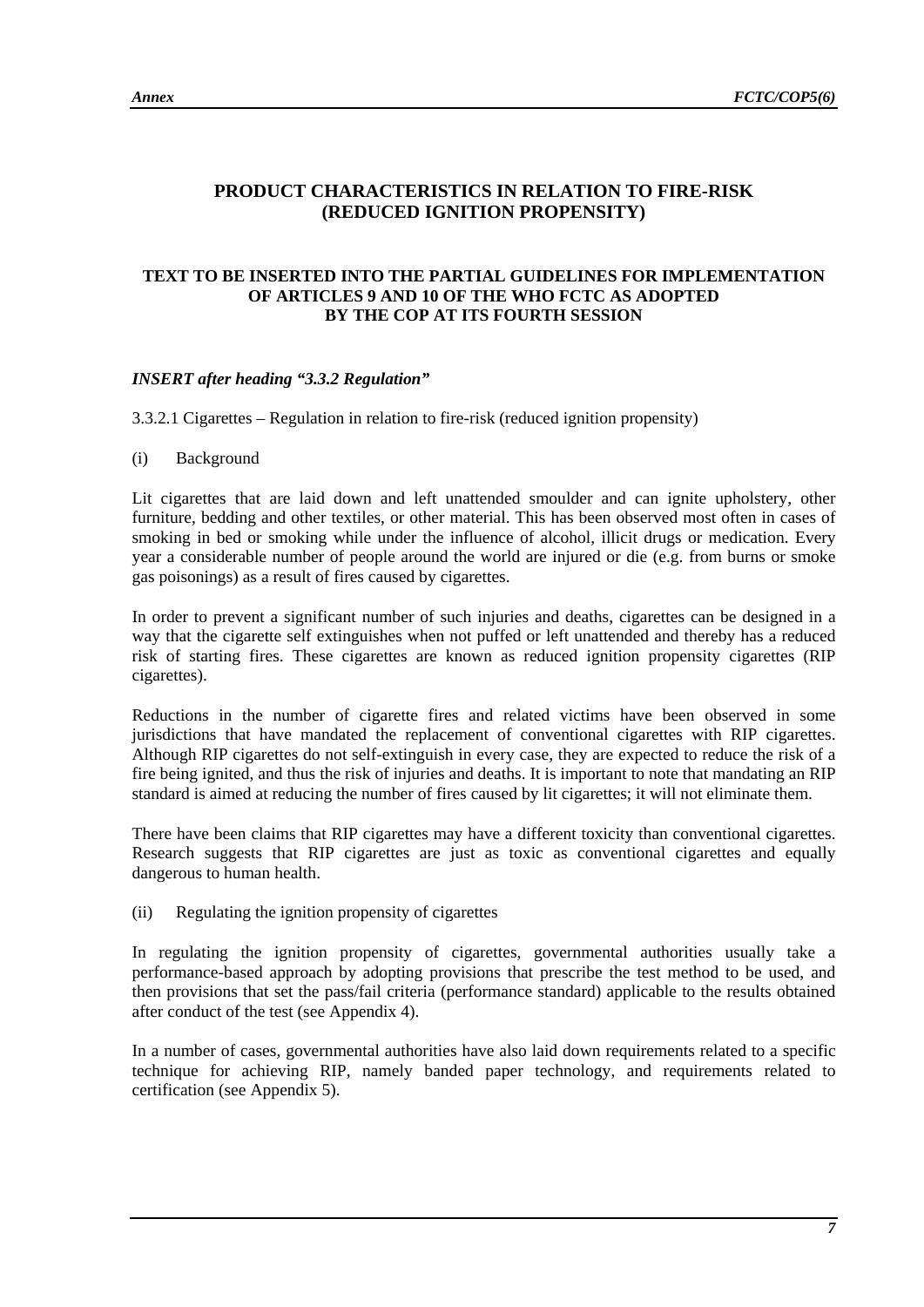## PRODUCT CHARACTERISTICS IN RELATION TO FIRE-RISK (REDUCED IGNITION PROPENSITY)

### TEXT TO BE INSERTED INTO THE PARTIAL GUIDELINES FOR IMPLEMENTATION OF ARTICLES 9 AND 10 OF THE WHO FCTC AS ADOPTED BY THE COP AT ITS FOURTH SESSION

***INSERT after heading "3.3.2 Regulation"***

3.3.2.1 Cigarettes – Regulation in relation to fire-risk (reduced ignition propensity)

(i) Background

Lit cigarettes that are laid down and left unattended smoulder and can ignite upholstery, other furniture, bedding and other textiles, or other material. This has been observed most often in cases of smoking in bed or smoking while under the influence of alcohol, illicit drugs or medication. Every year a considerable number of people around the world are injured or die (e.g. from burns or smoke gas poisonings) as a result of fires caused by cigarettes.

In order to prevent a significant number of such injuries and deaths, cigarettes can be designed in a way that the cigarette self extinguishes when not puffed or left unattended and thereby has a reduced risk of starting fires. These cigarettes are known as reduced ignition propensity cigarettes (RIP cigarettes).

Reductions in the number of cigarette fires and related victims have been observed in some jurisdictions that have mandated the replacement of conventional cigarettes with RIP cigarettes. Although RIP cigarettes do not self-extinguish in every case, they are expected to reduce the risk of a fire being ignited, and thus the risk of injuries and deaths. It is important to note that mandating an RIP standard is aimed at reducing the number of fires caused by lit cigarettes; it will not eliminate them.

There have been claims that RIP cigarettes may have a different toxicity than conventional cigarettes. Research suggests that RIP cigarettes are just as toxic as conventional cigarettes and equally dangerous to human health.

(ii) Regulating the ignition propensity of cigarettes

In regulating the ignition propensity of cigarettes, governmental authorities usually take a performance-based approach by adopting provisions that prescribe the test method to be used, and then provisions that set the pass/fail criteria (performance standard) applicable to the results obtained after conduct of the test (see Appendix 4).

In a number of cases, governmental authorities have also laid down requirements related to a specific technique for achieving RIP, namely banded paper technology, and requirements related to certification (see Appendix 5).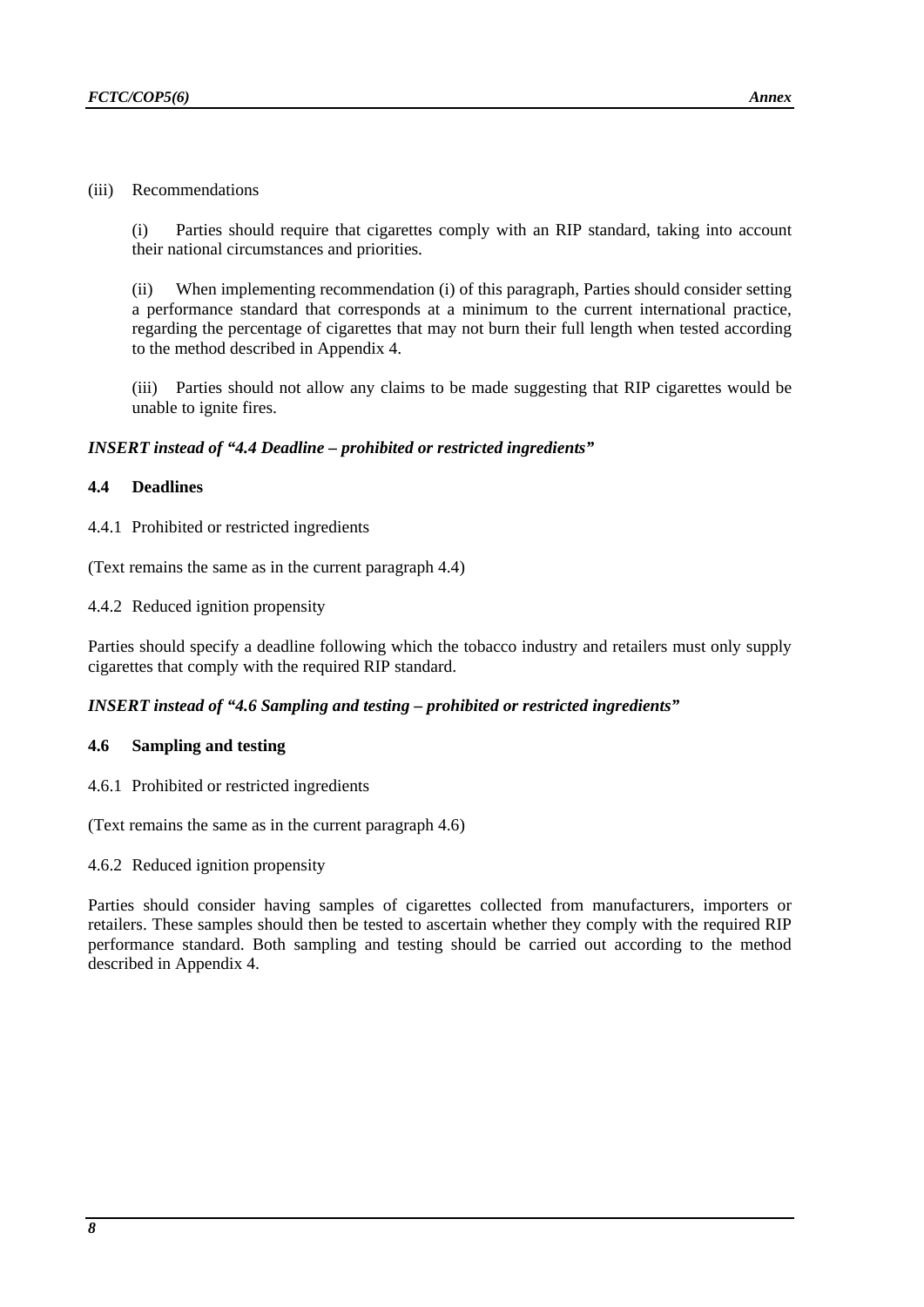(iii) Recommendations

(i) Parties should require that cigarettes comply with an RIP standard, taking into account their national circumstances and priorities.

(ii) When implementing recommendation (i) of this paragraph, Parties should consider setting a performance standard that corresponds at a minimum to the current international practice, regarding the percentage of cigarettes that may not burn their full length when tested according to the method described in Appendix 4.

(iii) Parties should not allow any claims to be made suggesting that RIP cigarettes would be unable to ignite fires.

***INSERT instead of "4.4 Deadline – prohibited or restricted ingredients"***

### 4.4 Deadlines

4.4.1 Prohibited or restricted ingredients

(Text remains the same as in the current paragraph 4.4)

4.4.2 Reduced ignition propensity

Parties should specify a deadline following which the tobacco industry and retailers must only supply cigarettes that comply with the required RIP standard.

***INSERT instead of "4.6 Sampling and testing – prohibited or restricted ingredients"***

### 4.6 Sampling and testing

4.6.1 Prohibited or restricted ingredients

(Text remains the same as in the current paragraph 4.6)

4.6.2 Reduced ignition propensity

Parties should consider having samples of cigarettes collected from manufacturers, importers or retailers. These samples should then be tested to ascertain whether they comply with the required RIP performance standard. Both sampling and testing should be carried out according to the method described in Appendix 4.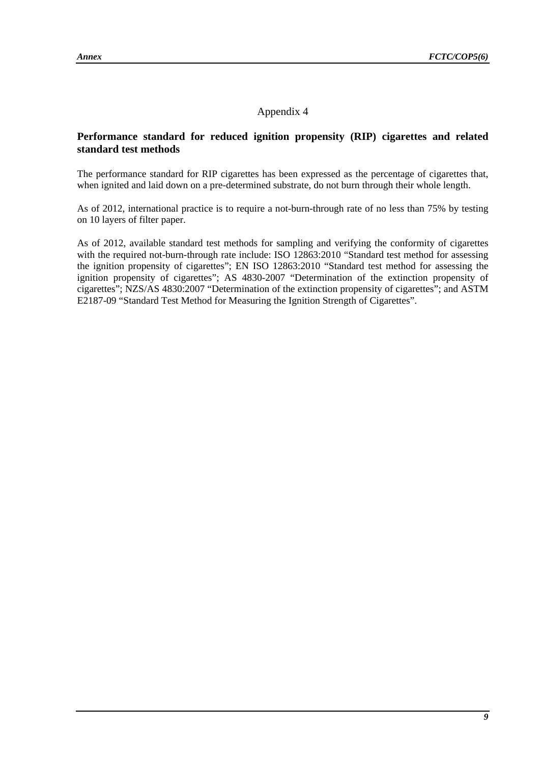Appendix 4

## Performance standard for reduced ignition propensity (RIP) cigarettes and related standard test methods

The performance standard for RIP cigarettes has been expressed as the percentage of cigarettes that, when ignited and laid down on a pre-determined substrate, do not burn through their whole length.

As of 2012, international practice is to require a not-burn-through rate of no less than 75% by testing on 10 layers of filter paper.

As of 2012, available standard test methods for sampling and verifying the conformity of cigarettes with the required not-burn-through rate include: ISO 12863:2010 "Standard test method for assessing the ignition propensity of cigarettes"; EN ISO 12863:2010 "Standard test method for assessing the ignition propensity of cigarettes"; AS 4830-2007 "Determination of the extinction propensity of cigarettes"; NZS/AS 4830:2007 "Determination of the extinction propensity of cigarettes"; and ASTM E2187-09 "Standard Test Method for Measuring the Ignition Strength of Cigarettes".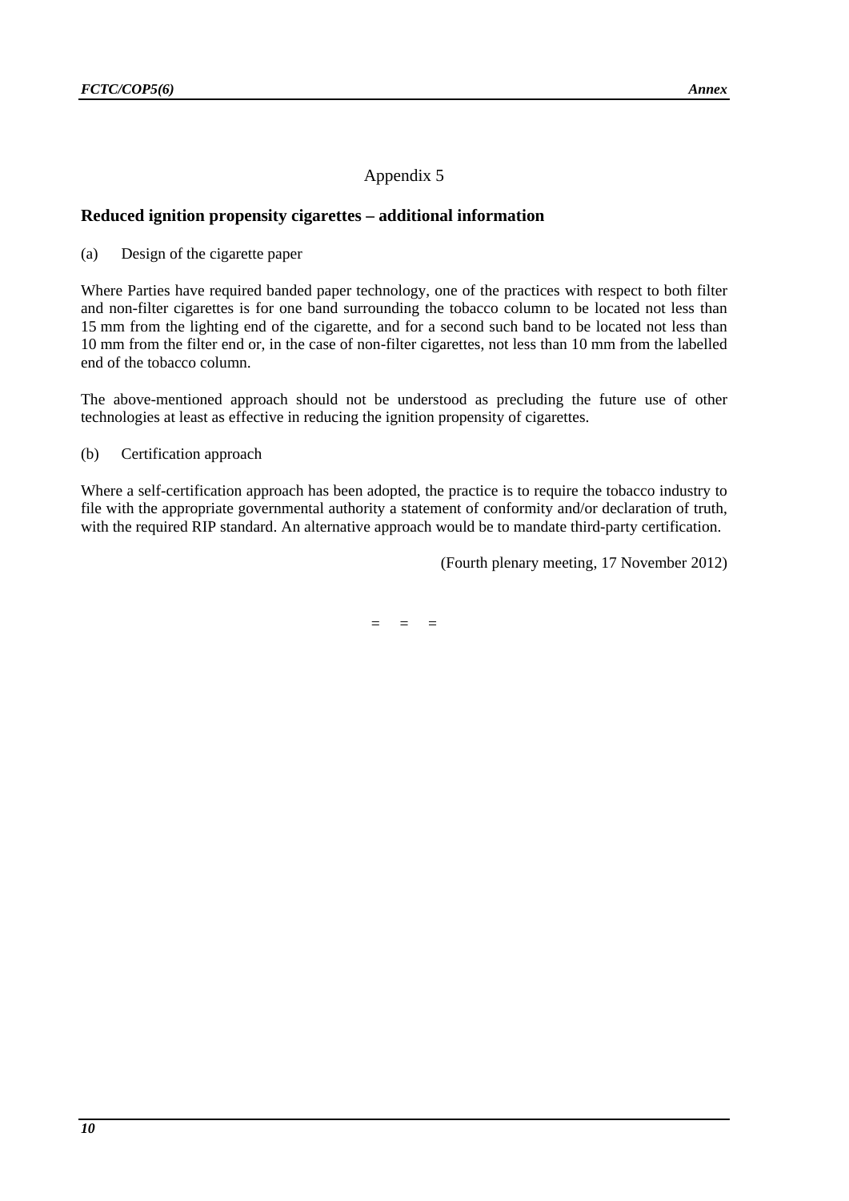Appendix 5

## Reduced ignition propensity cigarettes – additional information

(a) Design of the cigarette paper

Where Parties have required banded paper technology, one of the practices with respect to both filter and non-filter cigarettes is for one band surrounding the tobacco column to be located not less than 15 mm from the lighting end of the cigarette, and for a second such band to be located not less than 10 mm from the filter end or, in the case of non-filter cigarettes, not less than 10 mm from the labelled end of the tobacco column.

The above-mentioned approach should not be understood as precluding the future use of other technologies at least as effective in reducing the ignition propensity of cigarettes.

(b) Certification approach

Where a self-certification approach has been adopted, the practice is to require the tobacco industry to file with the appropriate governmental authority a statement of conformity and/or declaration of truth, with the required RIP standard. An alternative approach would be to mandate third-party certification.

(Fourth plenary meeting, 17 November 2012)

= = =